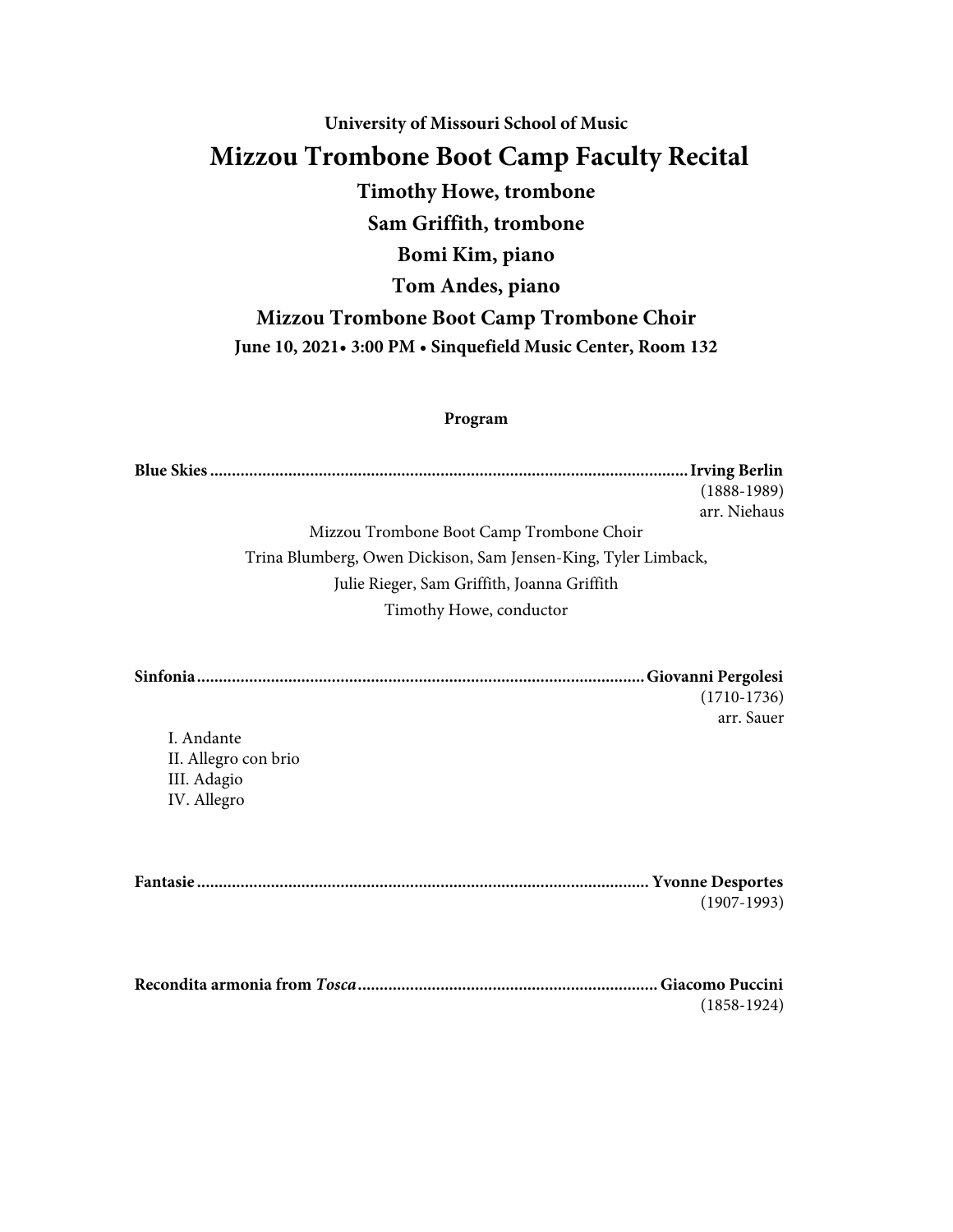**University of Missouri School of Music**

# Mizzou Trombone Boot Camp Faculty Recital

## Timothy Howe, trombone

## Sam Griffith, trombone

## Bomi Kim, piano

## Tom Andes, piano

## Mizzou Trombone Boot Camp Trombone Choir

**June 10, 2021• 3:00 PM • Sinquefield Music Center, Room 132**

**Program**

**Blue Skies ............................................................................................................ Irving Berlin**
(1888-1989)
arr. Niehaus

Mizzou Trombone Boot Camp Trombone Choir
Trina Blumberg, Owen Dickison, Sam Jensen-King, Tyler Limback,
Julie Rieger, Sam Griffith, Joanna Griffith
Timothy Howe, conductor

**Sinfonia ..................................................................................................... Giovanni Pergolesi**
(1710-1736)
arr. Sauer

I. Andante
II. Allegro con brio
III. Adagio
IV. Allegro

**Fantasie ....................................................................................................... Yvonne Desportes**
(1907-1993)

**Recondita armonia from *Tosca* .................................................................... Giacomo Puccini**
(1858-1924)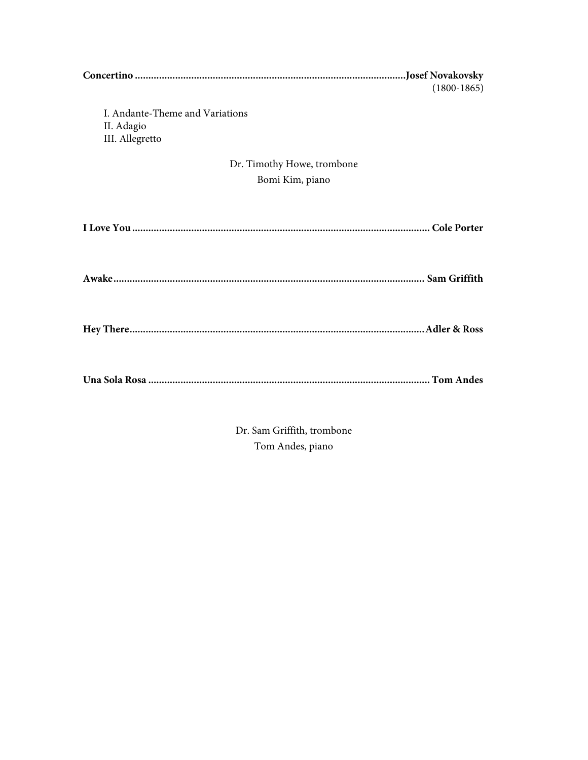**Concertino** ...................................................................................................**Josef Novakovsky**
(1800-1865)

I. Andante-Theme and Variations
II. Adagio
III. Allegretto

Dr. Timothy Howe, trombone
Bomi Kim, piano

**I Love You** ............................................................................................................ **Cole Porter**

**Awake** .................................................................................................................. **Sam Griffith**

**Hey There** ............................................................................................................ **Adler & Ross**

**Una Sola Rosa** ....................................................................................................... **Tom Andes**

Dr. Sam Griffith, trombone
Tom Andes, piano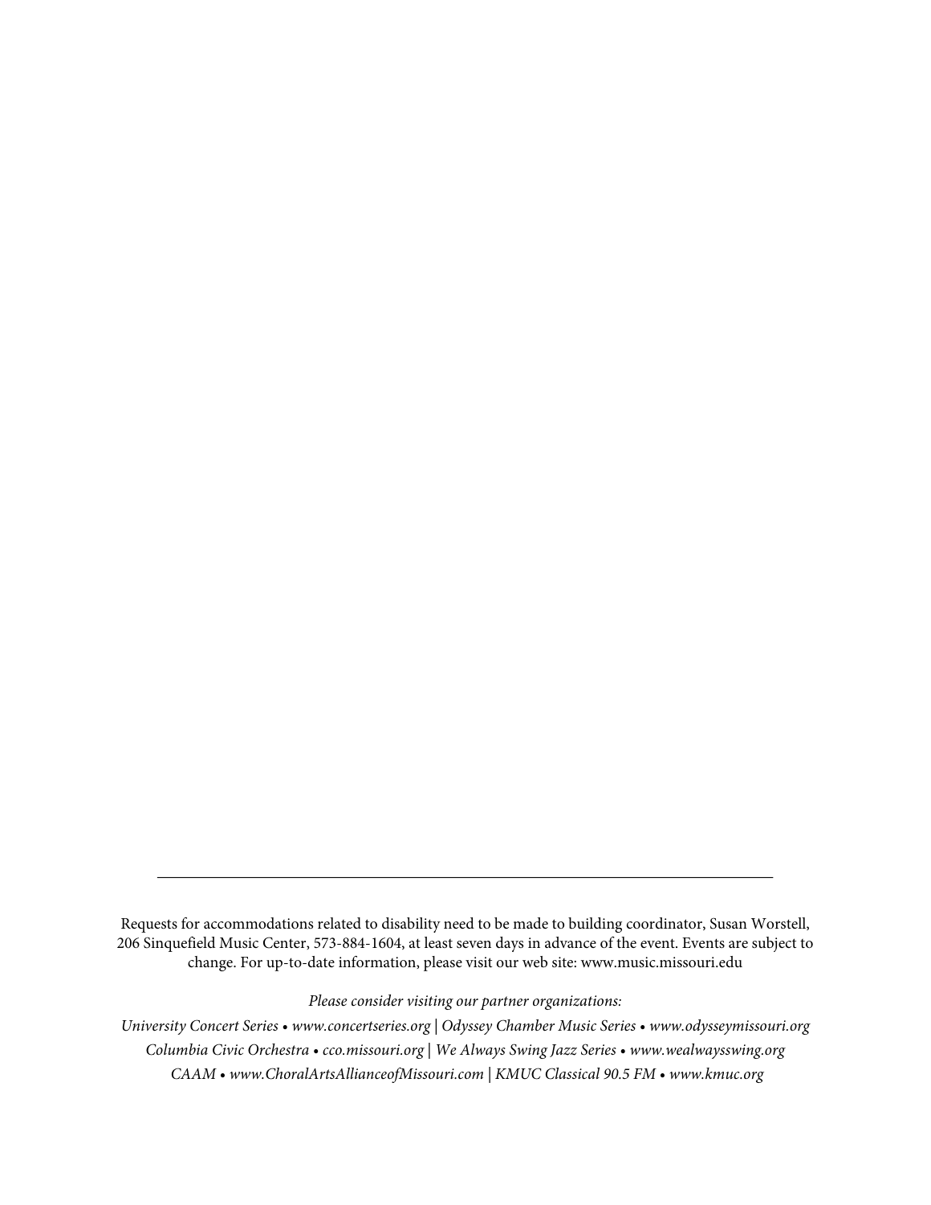---

Requests for accommodations related to disability need to be made to building coordinator, Susan Worstell, 206 Sinquefield Music Center, 573-884-1604, at least seven days in advance of the event. Events are subject to change. For up-to-date information, please visit our web site: www.music.missouri.edu

*Please consider visiting our partner organizations:*

*University Concert Series • www.concertseries.org | Odyssey Chamber Music Series • www.odysseymissouri.org*

*Columbia Civic Orchestra • cco.missouri.org | We Always Swing Jazz Series • www.wealwaysswing.org*

*CAAM • www.ChoralArtsAllianceofMissouri.com | KMUC Classical 90.5 FM • www.kmuc.org*